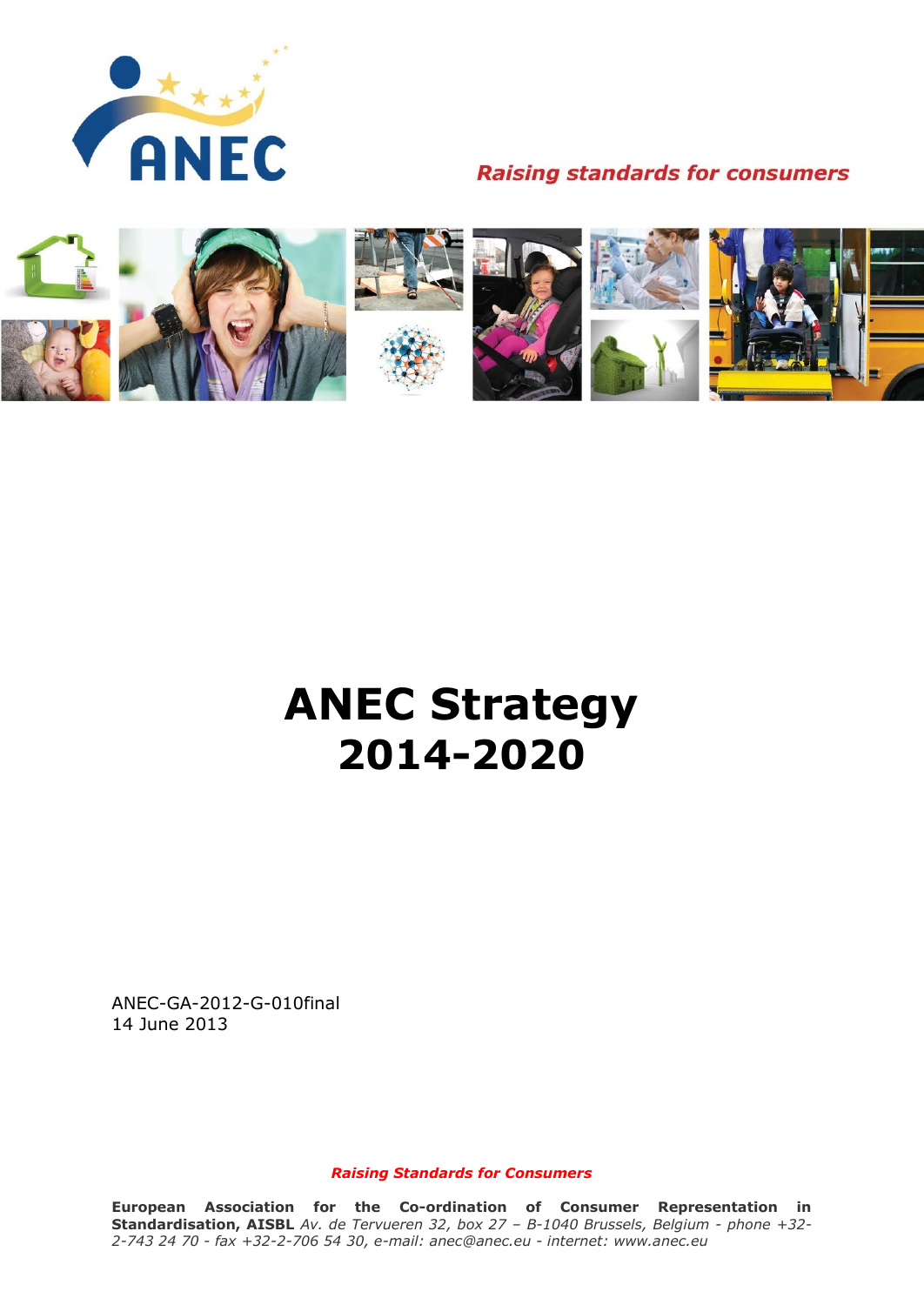ANEC

*Raising standards for consumers*

# ANEC Strategy 2014-2020

ANEC-GA-2012-G-010final
14 June 2013

*Raising Standards for Consumers*

**European Association for the Co-ordination of Consumer Representation in Standardisation, AISBL** *Av. de Tervueren 32, box 27 – B-1040 Brussels, Belgium - phone +32-2-743 24 70 - fax +32-2-706 54 30, e-mail: anec@anec.eu - internet: www.anec.eu*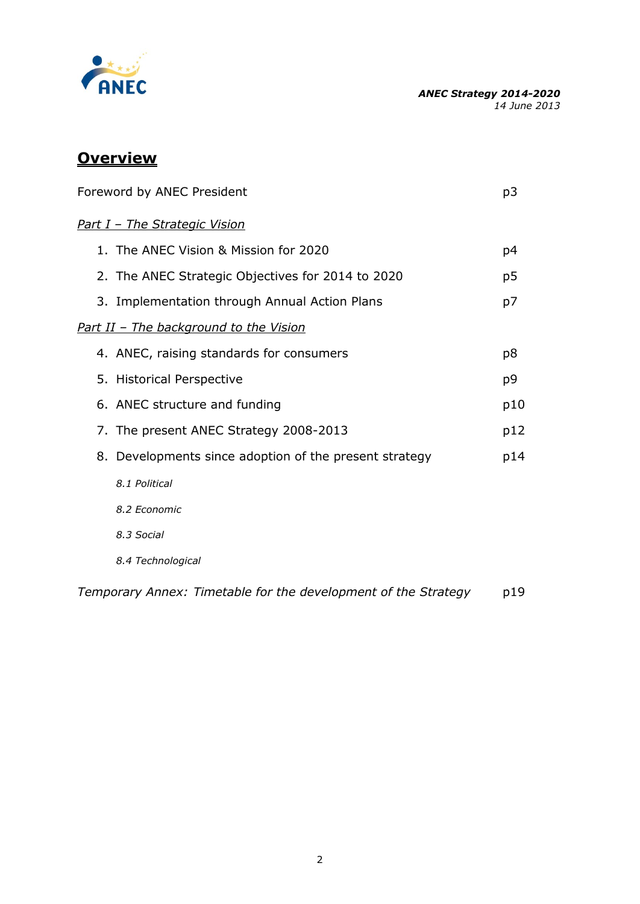## Overview

| | |
|---|---|
| Foreword by ANEC President | p3 |
| *Part I – The Strategic Vision* | |
| 1. The ANEC Vision & Mission for 2020 | p4 |
| 2. The ANEC Strategic Objectives for 2014 to 2020 | p5 |
| 3. Implementation through Annual Action Plans | p7 |
| *Part II – The background to the Vision* | |
| 4. ANEC, raising standards for consumers | p8 |
| 5. Historical Perspective | p9 |
| 6. ANEC structure and funding | p10 |
| 7. The present ANEC Strategy 2008-2013 | p12 |
| 8. Developments since adoption of the present strategy | p14 |
| *8.1 Political* | |
| *8.2 Economic* | |
| *8.3 Social* | |
| *8.4 Technological* | |
| *Temporary Annex: Timetable for the development of the Strategy* | p19 |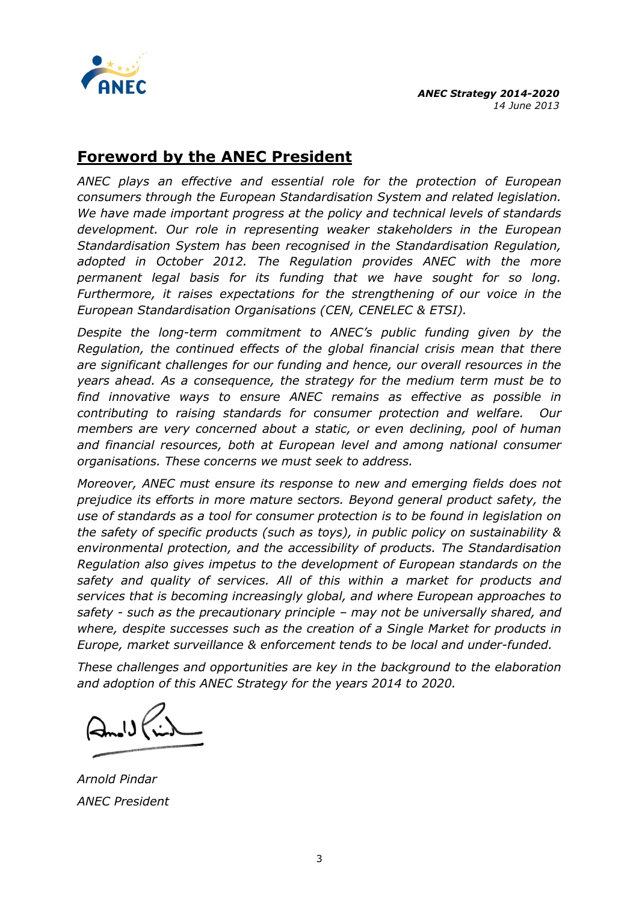## Foreword by the ANEC President

*ANEC plays an effective and essential role for the protection of European consumers through the European Standardisation System and related legislation. We have made important progress at the policy and technical levels of standards development. Our role in representing weaker stakeholders in the European Standardisation System has been recognised in the Standardisation Regulation, adopted in October 2012. The Regulation provides ANEC with the more permanent legal basis for its funding that we have sought for so long. Furthermore, it raises expectations for the strengthening of our voice in the European Standardisation Organisations (CEN, CENELEC & ETSI).*

*Despite the long-term commitment to ANEC's public funding given by the Regulation, the continued effects of the global financial crisis mean that there are significant challenges for our funding and hence, our overall resources in the years ahead. As a consequence, the strategy for the medium term must be to find innovative ways to ensure ANEC remains as effective as possible in contributing to raising standards for consumer protection and welfare. Our members are very concerned about a static, or even declining, pool of human and financial resources, both at European level and among national consumer organisations. These concerns we must seek to address.*

*Moreover, ANEC must ensure its response to new and emerging fields does not prejudice its efforts in more mature sectors. Beyond general product safety, the use of standards as a tool for consumer protection is to be found in legislation on the safety of specific products (such as toys), in public policy on sustainability & environmental protection, and the accessibility of products. The Standardisation Regulation also gives impetus to the development of European standards on the safety and quality of services. All of this within a market for products and services that is becoming increasingly global, and where European approaches to safety - such as the precautionary principle – may not be universally shared, and where, despite successes such as the creation of a Single Market for products in Europe, market surveillance & enforcement tends to be local and under-funded.*

*These challenges and opportunities are key in the background to the elaboration and adoption of this ANEC Strategy for the years 2014 to 2020.*

*Arnold Pindar*
*ANEC President*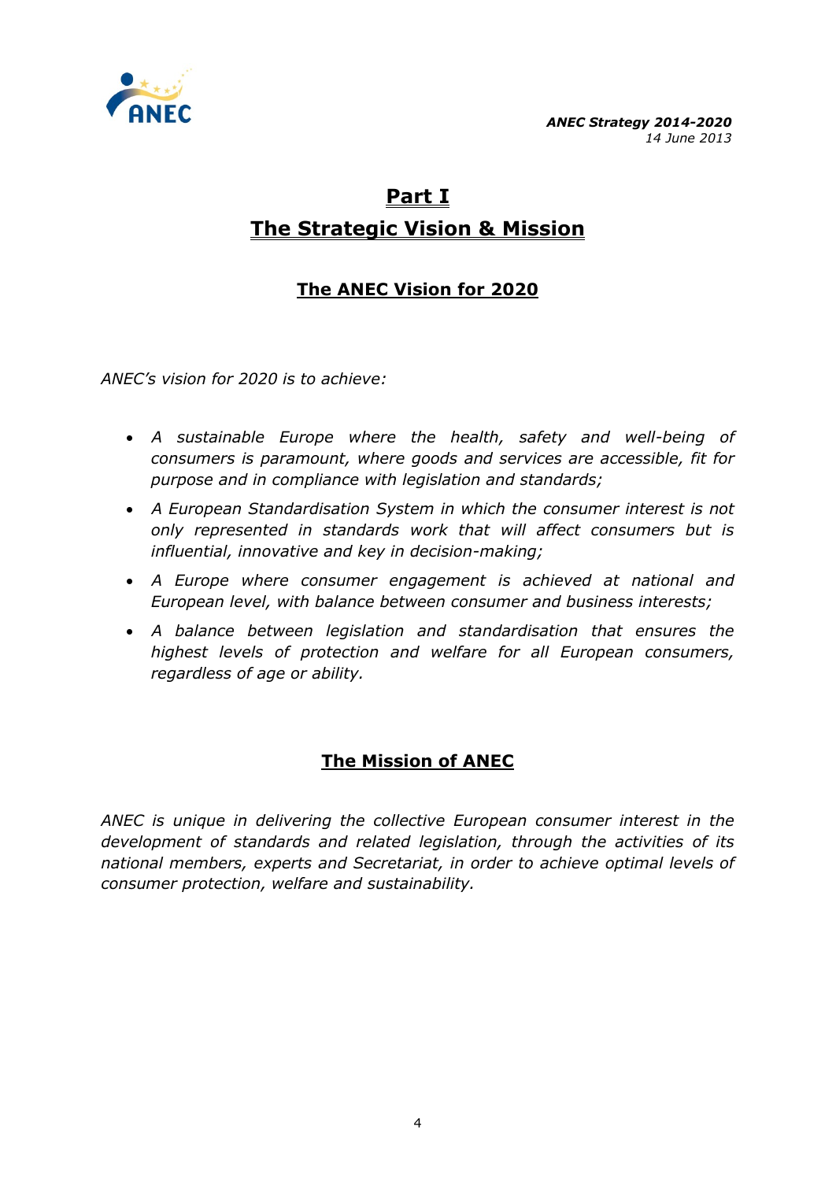# Part I

# The Strategic Vision & Mission

## The ANEC Vision for 2020

*ANEC's vision for 2020 is to achieve:*

- *A sustainable Europe where the health, safety and well-being of consumers is paramount, where goods and services are accessible, fit for purpose and in compliance with legislation and standards;*
- *A European Standardisation System in which the consumer interest is not only represented in standards work that will affect consumers but is influential, innovative and key in decision-making;*
- *A Europe where consumer engagement is achieved at national and European level, with balance between consumer and business interests;*
- *A balance between legislation and standardisation that ensures the highest levels of protection and welfare for all European consumers, regardless of age or ability.*

## The Mission of ANEC

*ANEC is unique in delivering the collective European consumer interest in the development of standards and related legislation, through the activities of its national members, experts and Secretariat, in order to achieve optimal levels of consumer protection, welfare and sustainability.*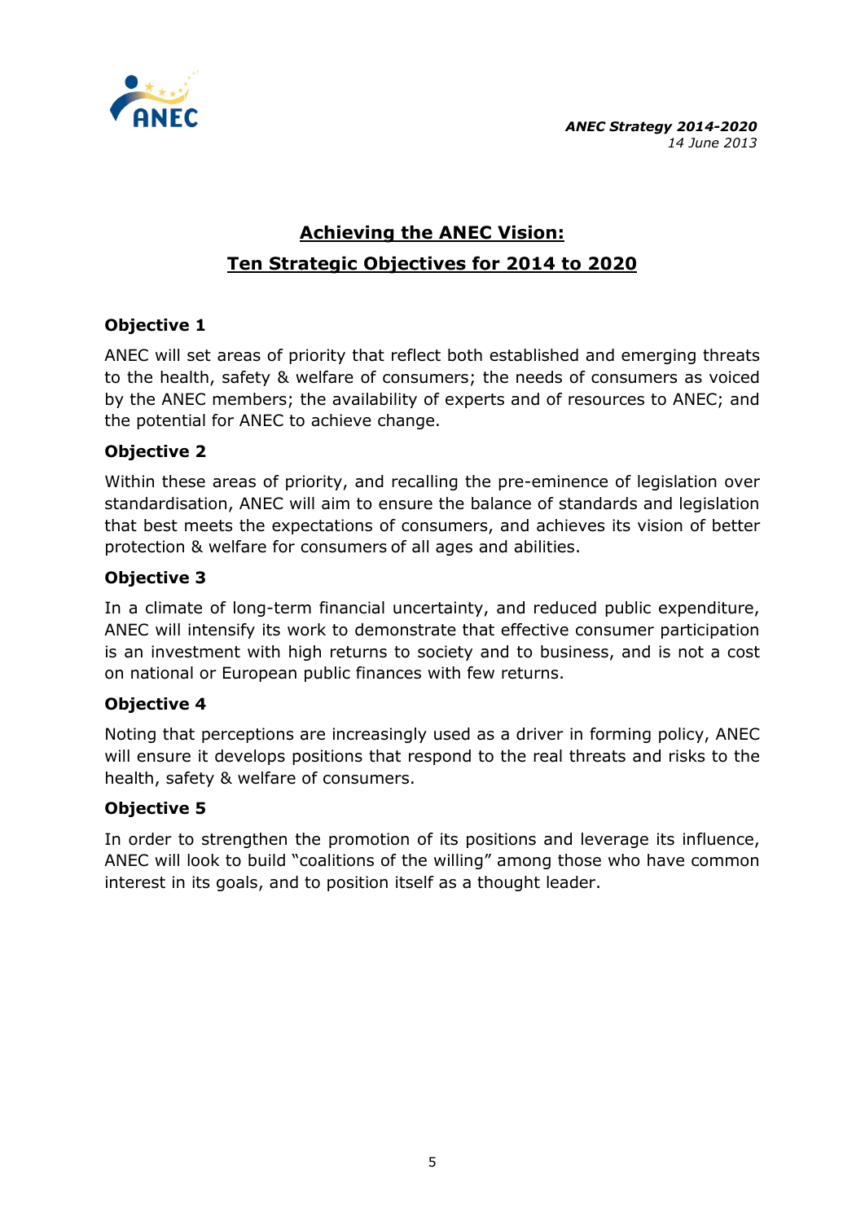## Achieving the ANEC Vision: Ten Strategic Objectives for 2014 to 2020

### Objective 1

ANEC will set areas of priority that reflect both established and emerging threats to the health, safety & welfare of consumers; the needs of consumers as voiced by the ANEC members; the availability of experts and of resources to ANEC; and the potential for ANEC to achieve change.

### Objective 2

Within these areas of priority, and recalling the pre-eminence of legislation over standardisation, ANEC will aim to ensure the balance of standards and legislation that best meets the expectations of consumers, and achieves its vision of better protection & welfare for consumers of all ages and abilities.

### Objective 3

In a climate of long-term financial uncertainty, and reduced public expenditure, ANEC will intensify its work to demonstrate that effective consumer participation is an investment with high returns to society and to business, and is not a cost on national or European public finances with few returns.

### Objective 4

Noting that perceptions are increasingly used as a driver in forming policy, ANEC will ensure it develops positions that respond to the real threats and risks to the health, safety & welfare of consumers.

### Objective 5

In order to strengthen the promotion of its positions and leverage its influence, ANEC will look to build "coalitions of the willing" among those who have common interest in its goals, and to position itself as a thought leader.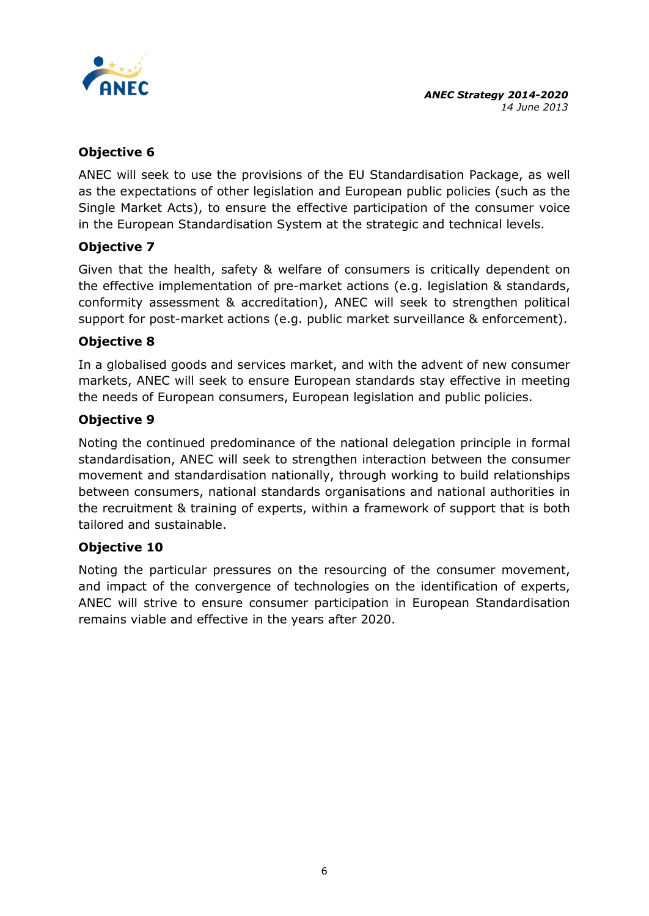**Objective 6**

ANEC will seek to use the provisions of the EU Standardisation Package, as well as the expectations of other legislation and European public policies (such as the Single Market Acts), to ensure the effective participation of the consumer voice in the European Standardisation System at the strategic and technical levels.

**Objective 7**

Given that the health, safety & welfare of consumers is critically dependent on the effective implementation of pre-market actions (e.g. legislation & standards, conformity assessment & accreditation), ANEC will seek to strengthen political support for post-market actions (e.g. public market surveillance & enforcement).

**Objective 8**

In a globalised goods and services market, and with the advent of new consumer markets, ANEC will seek to ensure European standards stay effective in meeting the needs of European consumers, European legislation and public policies.

**Objective 9**

Noting the continued predominance of the national delegation principle in formal standardisation, ANEC will seek to strengthen interaction between the consumer movement and standardisation nationally, through working to build relationships between consumers, national standards organisations and national authorities in the recruitment & training of experts, within a framework of support that is both tailored and sustainable.

**Objective 10**

Noting the particular pressures on the resourcing of the consumer movement, and impact of the convergence of technologies on the identification of experts, ANEC will strive to ensure consumer participation in European Standardisation remains viable and effective in the years after 2020.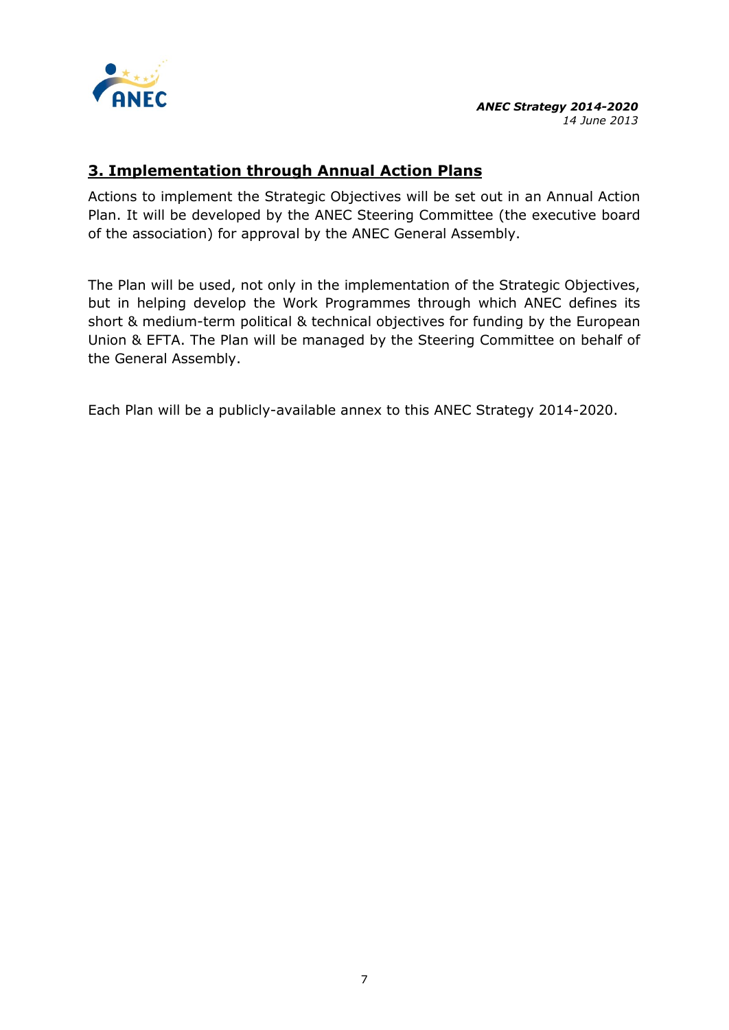## 3. Implementation through Annual Action Plans

Actions to implement the Strategic Objectives will be set out in an Annual Action Plan. It will be developed by the ANEC Steering Committee (the executive board of the association) for approval by the ANEC General Assembly.

The Plan will be used, not only in the implementation of the Strategic Objectives, but in helping develop the Work Programmes through which ANEC defines its short & medium-term political & technical objectives for funding by the European Union & EFTA. The Plan will be managed by the Steering Committee on behalf of the General Assembly.

Each Plan will be a publicly-available annex to this ANEC Strategy 2014-2020.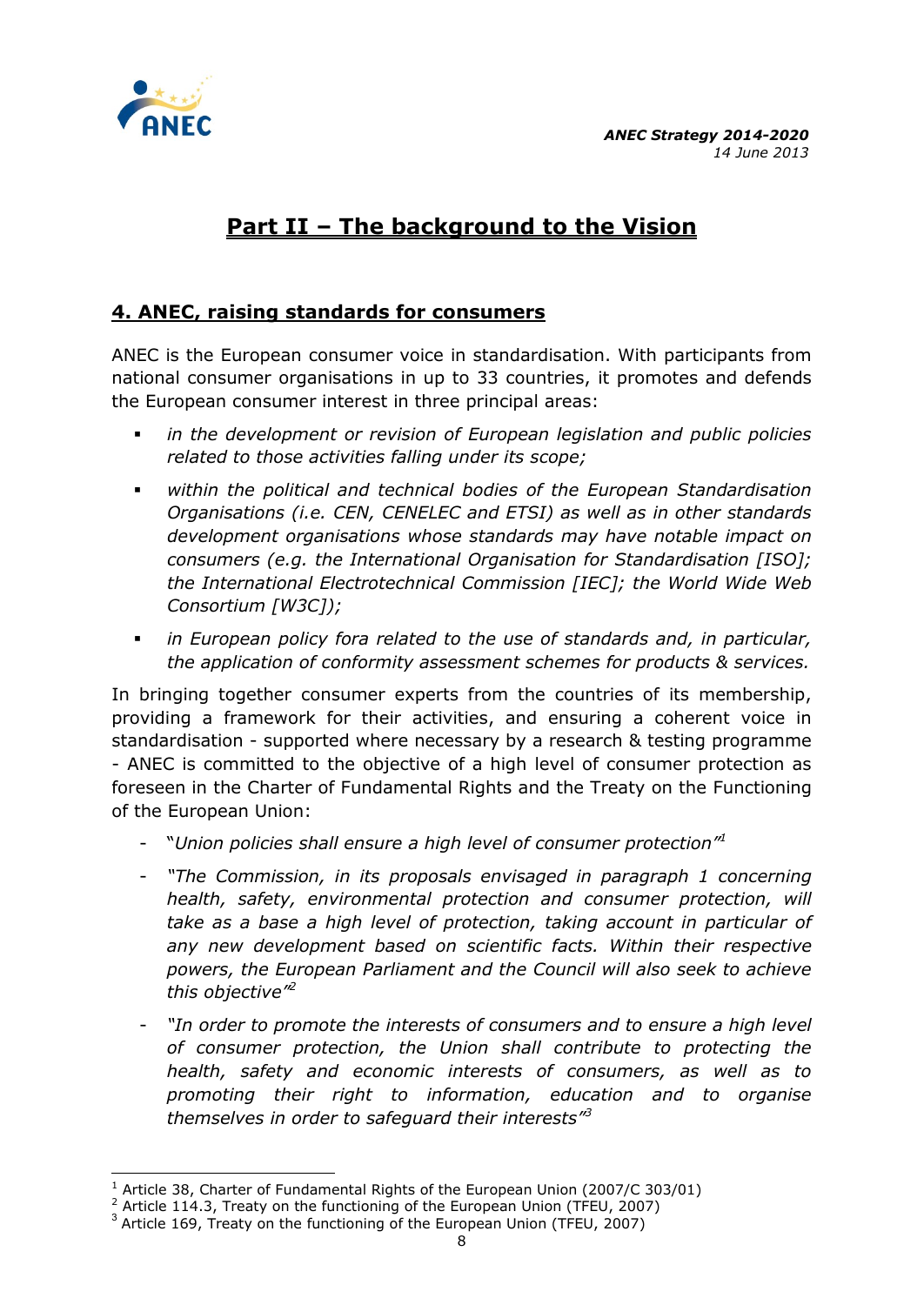# Part II – The background to the Vision

## 4. ANEC, raising standards for consumers

ANEC is the European consumer voice in standardisation. With participants from national consumer organisations in up to 33 countries, it promotes and defends the European consumer interest in three principal areas:

- *in the development or revision of European legislation and public policies related to those activities falling under its scope;*
- *within the political and technical bodies of the European Standardisation Organisations (i.e. CEN, CENELEC and ETSI) as well as in other standards development organisations whose standards may have notable impact on consumers (e.g. the International Organisation for Standardisation [ISO]; the International Electrotechnical Commission [IEC]; the World Wide Web Consortium [W3C]);*
- *in European policy fora related to the use of standards and, in particular, the application of conformity assessment schemes for products & services.*

In bringing together consumer experts from the countries of its membership, providing a framework for their activities, and ensuring a coherent voice in standardisation - supported where necessary by a research & testing programme - ANEC is committed to the objective of a high level of consumer protection as foreseen in the Charter of Fundamental Rights and the Treaty on the Functioning of the European Union:

- "*Union policies shall ensure a high level of consumer protection*"[1]
- "*The Commission, in its proposals envisaged in paragraph 1 concerning health, safety, environmental protection and consumer protection, will take as a base a high level of protection, taking account in particular of any new development based on scientific facts. Within their respective powers, the European Parliament and the Council will also seek to achieve this objective*"[2]
- "*In order to promote the interests of consumers and to ensure a high level of consumer protection, the Union shall contribute to protecting the health, safety and economic interests of consumers, as well as to promoting their right to information, education and to organise themselves in order to safeguard their interests*"[3]

---

[1] Article 38, Charter of Fundamental Rights of the European Union (2007/C 303/01)
[2] Article 114.3, Treaty on the functioning of the European Union (TFEU, 2007)
[3] Article 169, Treaty on the functioning of the European Union (TFEU, 2007)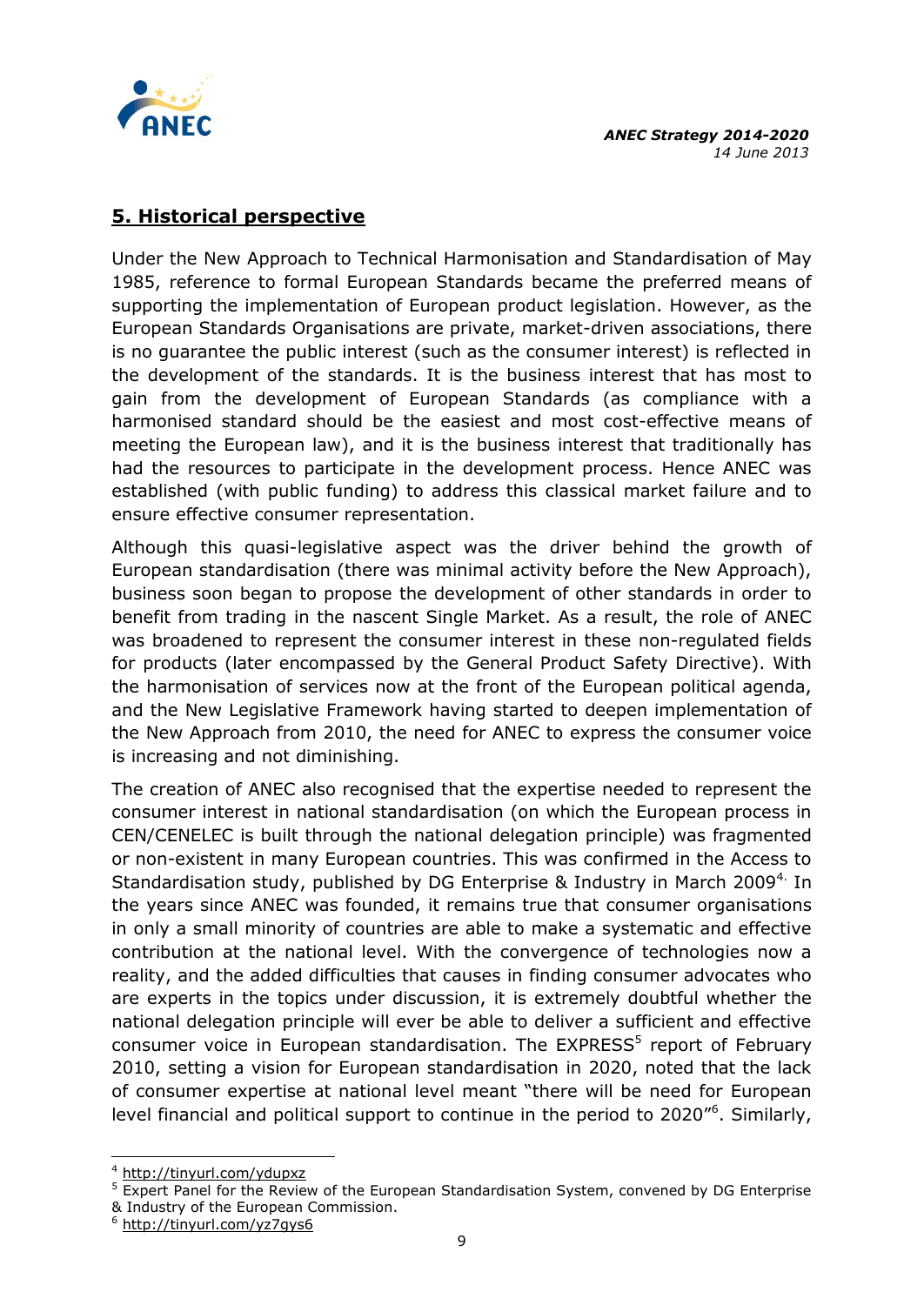## 5. Historical perspective

Under the New Approach to Technical Harmonisation and Standardisation of May 1985, reference to formal European Standards became the preferred means of supporting the implementation of European product legislation. However, as the European Standards Organisations are private, market-driven associations, there is no guarantee the public interest (such as the consumer interest) is reflected in the development of the standards. It is the business interest that has most to gain from the development of European Standards (as compliance with a harmonised standard should be the easiest and most cost-effective means of meeting the European law), and it is the business interest that traditionally has had the resources to participate in the development process. Hence ANEC was established (with public funding) to address this classical market failure and to ensure effective consumer representation.

Although this quasi-legislative aspect was the driver behind the growth of European standardisation (there was minimal activity before the New Approach), business soon began to propose the development of other standards in order to benefit from trading in the nascent Single Market. As a result, the role of ANEC was broadened to represent the consumer interest in these non-regulated fields for products (later encompassed by the General Product Safety Directive). With the harmonisation of services now at the front of the European political agenda, and the New Legislative Framework having started to deepen implementation of the New Approach from 2010, the need for ANEC to express the consumer voice is increasing and not diminishing.

The creation of ANEC also recognised that the expertise needed to represent the consumer interest in national standardisation (on which the European process in CEN/CENELEC is built through the national delegation principle) was fragmented or non-existent in many European countries. This was confirmed in the Access to Standardisation study, published by DG Enterprise & Industry in March 2009[4]. In the years since ANEC was founded, it remains true that consumer organisations in only a small minority of countries are able to make a systematic and effective contribution at the national level. With the convergence of technologies now a reality, and the added difficulties that causes in finding consumer advocates who are experts in the topics under discussion, it is extremely doubtful whether the national delegation principle will ever be able to deliver a sufficient and effective consumer voice in European standardisation. The EXPRESS[5] report of February 2010, setting a vision for European standardisation in 2020, noted that the lack of consumer expertise at national level meant "there will be need for European level financial and political support to continue in the period to 2020"[6]. Similarly,

---

[4] http://tinyurl.com/ydupxz

[5] Expert Panel for the Review of the European Standardisation System, convened by DG Enterprise & Industry of the European Commission.

[6] http://tinyurl.com/yz7gys6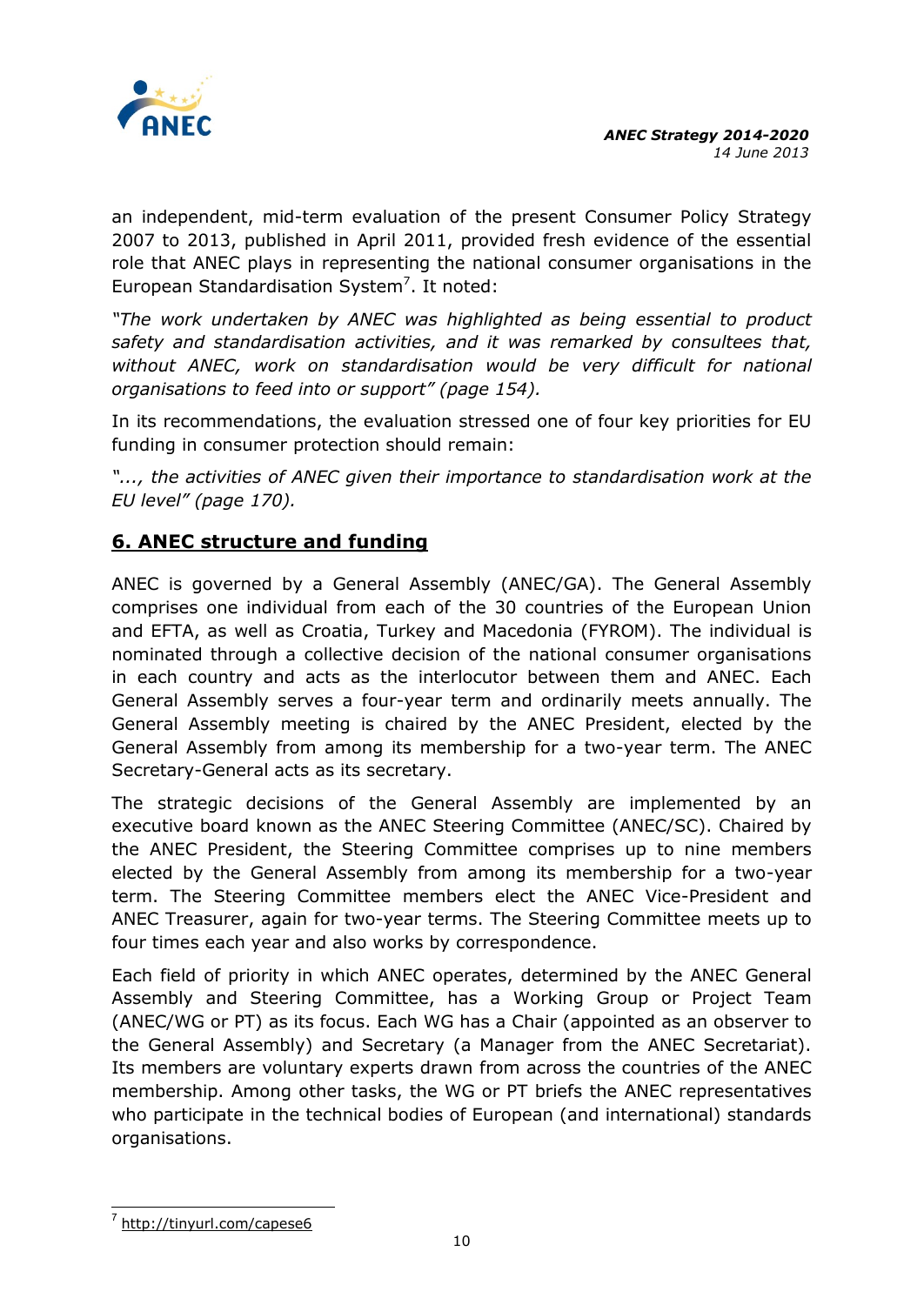an independent, mid-term evaluation of the present Consumer Policy Strategy 2007 to 2013, published in April 2011, provided fresh evidence of the essential role that ANEC plays in representing the national consumer organisations in the European Standardisation System[7]. It noted:

*"The work undertaken by ANEC was highlighted as being essential to product safety and standardisation activities, and it was remarked by consultees that, without ANEC, work on standardisation would be very difficult for national organisations to feed into or support" (page 154).*

In its recommendations, the evaluation stressed one of four key priorities for EU funding in consumer protection should remain:

*"..., the activities of ANEC given their importance to standardisation work at the EU level" (page 170).*

## 6. ANEC structure and funding

ANEC is governed by a General Assembly (ANEC/GA). The General Assembly comprises one individual from each of the 30 countries of the European Union and EFTA, as well as Croatia, Turkey and Macedonia (FYROM). The individual is nominated through a collective decision of the national consumer organisations in each country and acts as the interlocutor between them and ANEC. Each General Assembly serves a four-year term and ordinarily meets annually. The General Assembly meeting is chaired by the ANEC President, elected by the General Assembly from among its membership for a two-year term. The ANEC Secretary-General acts as its secretary.

The strategic decisions of the General Assembly are implemented by an executive board known as the ANEC Steering Committee (ANEC/SC). Chaired by the ANEC President, the Steering Committee comprises up to nine members elected by the General Assembly from among its membership for a two-year term. The Steering Committee members elect the ANEC Vice-President and ANEC Treasurer, again for two-year terms. The Steering Committee meets up to four times each year and also works by correspondence.

Each field of priority in which ANEC operates, determined by the ANEC General Assembly and Steering Committee, has a Working Group or Project Team (ANEC/WG or PT) as its focus. Each WG has a Chair (appointed as an observer to the General Assembly) and Secretary (a Manager from the ANEC Secretariat). Its members are voluntary experts drawn from across the countries of the ANEC membership. Among other tasks, the WG or PT briefs the ANEC representatives who participate in the technical bodies of European (and international) standards organisations.

[7] http://tinyurl.com/capese6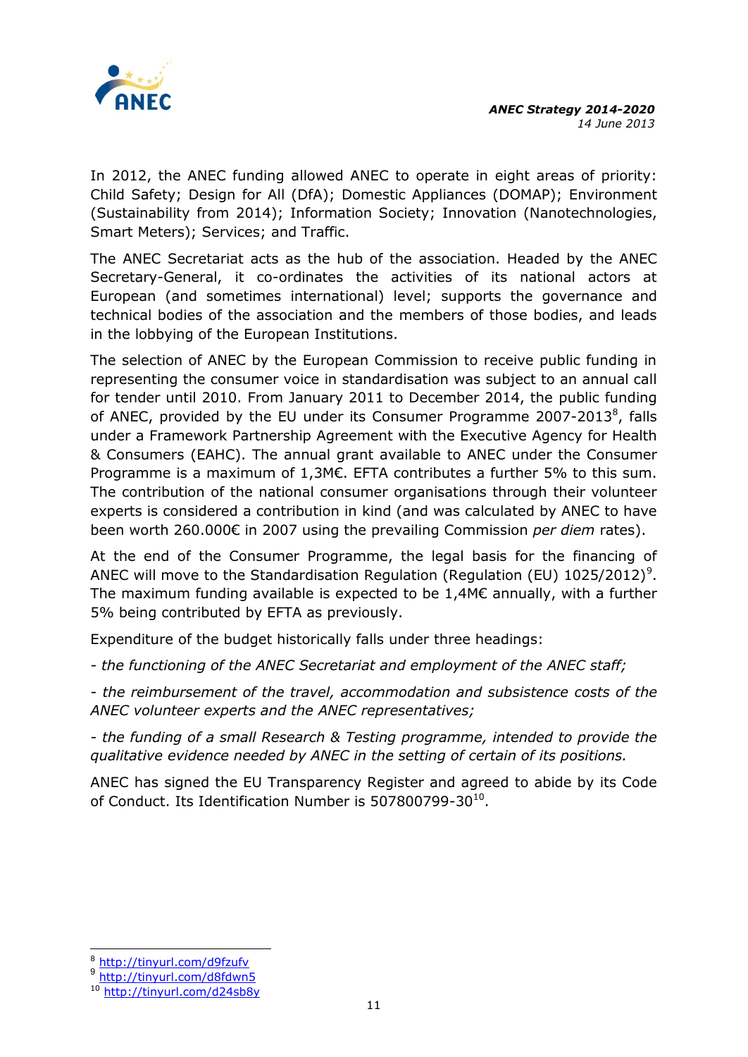In 2012, the ANEC funding allowed ANEC to operate in eight areas of priority: Child Safety; Design for All (DfA); Domestic Appliances (DOMAP); Environment (Sustainability from 2014); Information Society; Innovation (Nanotechnologies, Smart Meters); Services; and Traffic.

The ANEC Secretariat acts as the hub of the association. Headed by the ANEC Secretary-General, it co-ordinates the activities of its national actors at European (and sometimes international) level; supports the governance and technical bodies of the association and the members of those bodies, and leads in the lobbying of the European Institutions.

The selection of ANEC by the European Commission to receive public funding in representing the consumer voice in standardisation was subject to an annual call for tender until 2010. From January 2011 to December 2014, the public funding of ANEC, provided by the EU under its Consumer Programme 2007-2013[8], falls under a Framework Partnership Agreement with the Executive Agency for Health & Consumers (EAHC). The annual grant available to ANEC under the Consumer Programme is a maximum of 1,3M€. EFTA contributes a further 5% to this sum. The contribution of the national consumer organisations through their volunteer experts is considered a contribution in kind (and was calculated by ANEC to have been worth 260.000€ in 2007 using the prevailing Commission *per diem* rates).

At the end of the Consumer Programme, the legal basis for the financing of ANEC will move to the Standardisation Regulation (Regulation (EU) 1025/2012)[9]. The maximum funding available is expected to be 1,4M€ annually, with a further 5% being contributed by EFTA as previously.

Expenditure of the budget historically falls under three headings:

*- the functioning of the ANEC Secretariat and employment of the ANEC staff;*

*- the reimbursement of the travel, accommodation and subsistence costs of the ANEC volunteer experts and the ANEC representatives;*

*- the funding of a small Research & Testing programme, intended to provide the qualitative evidence needed by ANEC in the setting of certain of its positions.*

ANEC has signed the EU Transparency Register and agreed to abide by its Code of Conduct. Its Identification Number is 507800799-30[10].

---

[8] http://tinyurl.com/d9fzufv

[9] http://tinyurl.com/d8fdwn5

[10] http://tinyurl.com/d24sb8y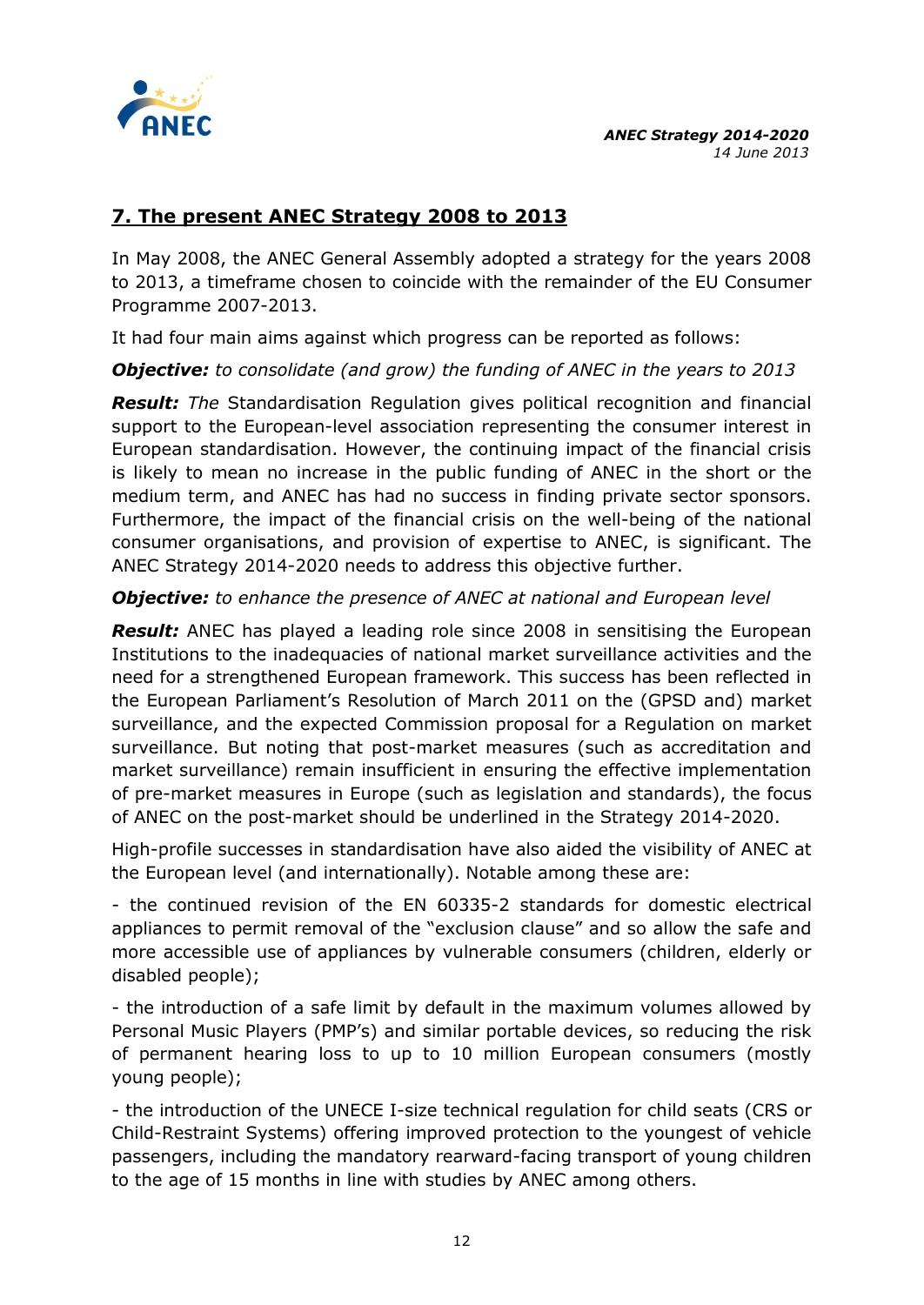## 7. The present ANEC Strategy 2008 to 2013

In May 2008, the ANEC General Assembly adopted a strategy for the years 2008 to 2013, a timeframe chosen to coincide with the remainder of the EU Consumer Programme 2007-2013.

It had four main aims against which progress can be reported as follows:

***Objective:*** *to consolidate (and grow) the funding of ANEC in the years to 2013*

***Result:*** *The* Standardisation Regulation gives political recognition and financial support to the European-level association representing the consumer interest in European standardisation. However, the continuing impact of the financial crisis is likely to mean no increase in the public funding of ANEC in the short or the medium term, and ANEC has had no success in finding private sector sponsors. Furthermore, the impact of the financial crisis on the well-being of the national consumer organisations, and provision of expertise to ANEC, is significant. The ANEC Strategy 2014-2020 needs to address this objective further.

***Objective:*** *to enhance the presence of ANEC at national and European level*

***Result:*** ANEC has played a leading role since 2008 in sensitising the European Institutions to the inadequacies of national market surveillance activities and the need for a strengthened European framework. This success has been reflected in the European Parliament's Resolution of March 2011 on the (GPSD and) market surveillance, and the expected Commission proposal for a Regulation on market surveillance. But noting that post-market measures (such as accreditation and market surveillance) remain insufficient in ensuring the effective implementation of pre-market measures in Europe (such as legislation and standards), the focus of ANEC on the post-market should be underlined in the Strategy 2014-2020.

High-profile successes in standardisation have also aided the visibility of ANEC at the European level (and internationally). Notable among these are:

- the continued revision of the EN 60335-2 standards for domestic electrical appliances to permit removal of the "exclusion clause" and so allow the safe and more accessible use of appliances by vulnerable consumers (children, elderly or disabled people);

- the introduction of a safe limit by default in the maximum volumes allowed by Personal Music Players (PMP's) and similar portable devices, so reducing the risk of permanent hearing loss to up to 10 million European consumers (mostly young people);

- the introduction of the UNECE I-size technical regulation for child seats (CRS or Child-Restraint Systems) offering improved protection to the youngest of vehicle passengers, including the mandatory rearward-facing transport of young children to the age of 15 months in line with studies by ANEC among others.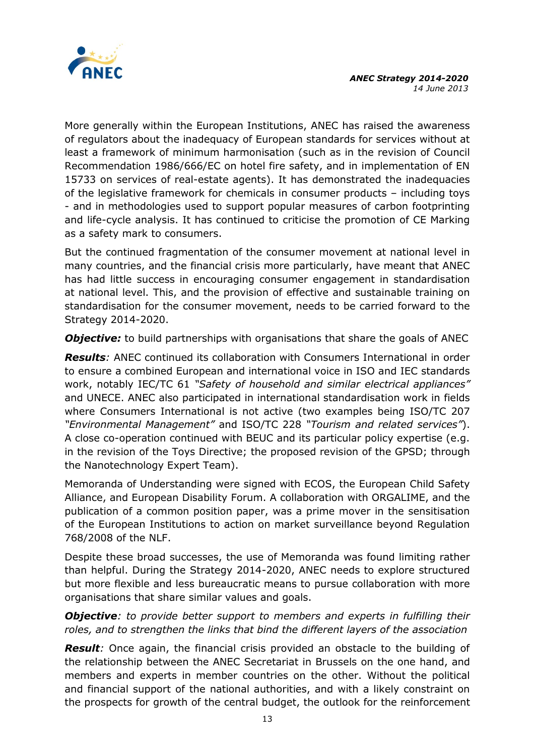More generally within the European Institutions, ANEC has raised the awareness of regulators about the inadequacy of European standards for services without at least a framework of minimum harmonisation (such as in the revision of Council Recommendation 1986/666/EC on hotel fire safety, and in implementation of EN 15733 on services of real-estate agents). It has demonstrated the inadequacies of the legislative framework for chemicals in consumer products – including toys - and in methodologies used to support popular measures of carbon footprinting and life-cycle analysis. It has continued to criticise the promotion of CE Marking as a safety mark to consumers.

But the continued fragmentation of the consumer movement at national level in many countries, and the financial crisis more particularly, have meant that ANEC has had little success in encouraging consumer engagement in standardisation at national level. This, and the provision of effective and sustainable training on standardisation for the consumer movement, needs to be carried forward to the Strategy 2014-2020.

***Objective:*** to build partnerships with organisations that share the goals of ANEC

***Results****:* ANEC continued its collaboration with Consumers International in order to ensure a combined European and international voice in ISO and IEC standards work, notably IEC/TC 61 *"Safety of household and similar electrical appliances"* and UNECE. ANEC also participated in international standardisation work in fields where Consumers International is not active (two examples being ISO/TC 207 *"Environmental Management"* and ISO/TC 228 *"Tourism and related services"*). A close co-operation continued with BEUC and its particular policy expertise (e.g. in the revision of the Toys Directive; the proposed revision of the GPSD; through the Nanotechnology Expert Team).

Memoranda of Understanding were signed with ECOS, the European Child Safety Alliance, and European Disability Forum. A collaboration with ORGALIME, and the publication of a common position paper, was a prime mover in the sensitisation of the European Institutions to action on market surveillance beyond Regulation 768/2008 of the NLF.

Despite these broad successes, the use of Memoranda was found limiting rather than helpful. During the Strategy 2014-2020, ANEC needs to explore structured but more flexible and less bureaucratic means to pursue collaboration with more organisations that share similar values and goals.

***Objective****: to provide better support to members and experts in fulfilling their roles, and to strengthen the links that bind the different layers of the association*

***Result****:* Once again, the financial crisis provided an obstacle to the building of the relationship between the ANEC Secretariat in Brussels on the one hand, and members and experts in member countries on the other. Without the political and financial support of the national authorities, and with a likely constraint on the prospects for growth of the central budget, the outlook for the reinforcement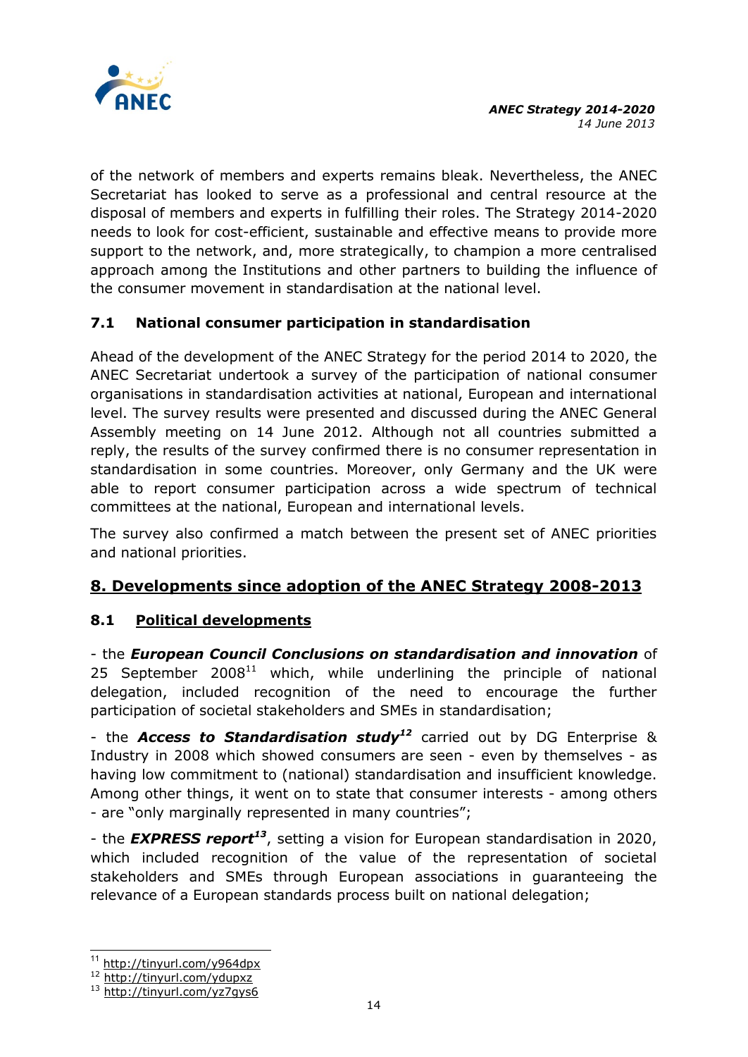of the network of members and experts remains bleak. Nevertheless, the ANEC Secretariat has looked to serve as a professional and central resource at the disposal of members and experts in fulfilling their roles. The Strategy 2014-2020 needs to look for cost-efficient, sustainable and effective means to provide more support to the network, and, more strategically, to champion a more centralised approach among the Institutions and other partners to building the influence of the consumer movement in standardisation at the national level.

### 7.1 National consumer participation in standardisation

Ahead of the development of the ANEC Strategy for the period 2014 to 2020, the ANEC Secretariat undertook a survey of the participation of national consumer organisations in standardisation activities at national, European and international level. The survey results were presented and discussed during the ANEC General Assembly meeting on 14 June 2012. Although not all countries submitted a reply, the results of the survey confirmed there is no consumer representation in standardisation in some countries. Moreover, only Germany and the UK were able to report consumer participation across a wide spectrum of technical committees at the national, European and international levels.

The survey also confirmed a match between the present set of ANEC priorities and national priorities.

## 8. Developments since adoption of the ANEC Strategy 2008-2013

### 8.1 Political developments

- the ***European Council Conclusions on standardisation and innovation*** of 25 September 2008[11] which, while underlining the principle of national delegation, included recognition of the need to encourage the further participation of societal stakeholders and SMEs in standardisation;

- the ***Access to Standardisation study***[12] carried out by DG Enterprise & Industry in 2008 which showed consumers are seen - even by themselves - as having low commitment to (national) standardisation and insufficient knowledge. Among other things, it went on to state that consumer interests - among others - are "only marginally represented in many countries";

- the ***EXPRESS report***[13], setting a vision for European standardisation in 2020, which included recognition of the value of the representation of societal stakeholders and SMEs through European associations in guaranteeing the relevance of a European standards process built on national delegation;

---

[11] http://tinyurl.com/y964dpx
[12] http://tinyurl.com/ydupxz
[13] http://tinyurl.com/yz7gys6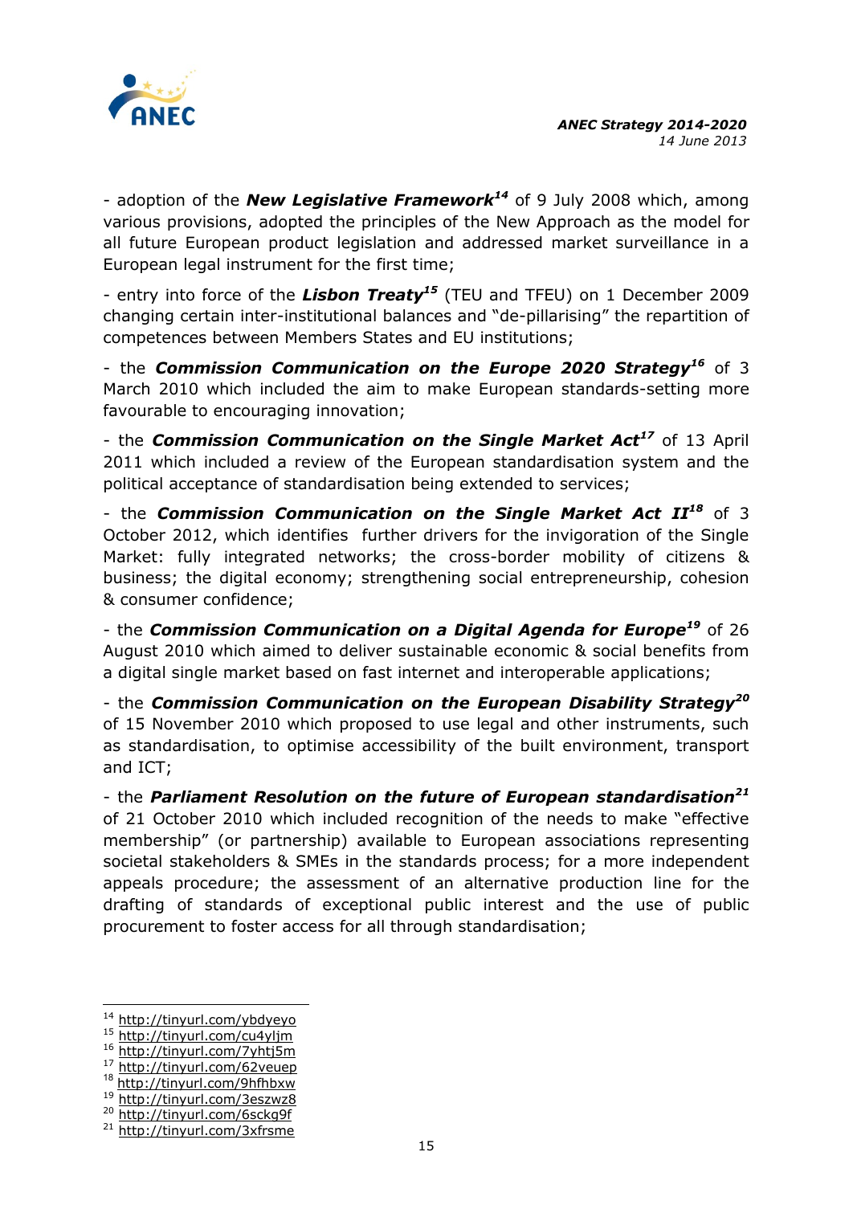- adoption of the ***New Legislative Framework***[14] of 9 July 2008 which, among various provisions, adopted the principles of the New Approach as the model for all future European product legislation and addressed market surveillance in a European legal instrument for the first time;

- entry into force of the ***Lisbon Treaty***[15] (TEU and TFEU) on 1 December 2009 changing certain inter-institutional balances and "de-pillarising" the repartition of competences between Members States and EU institutions;

- the ***Commission Communication on the Europe 2020 Strategy***[16] of 3 March 2010 which included the aim to make European standards-setting more favourable to encouraging innovation;

- the ***Commission Communication on the Single Market Act***[17] of 13 April 2011 which included a review of the European standardisation system and the political acceptance of standardisation being extended to services;

- the ***Commission Communication on the Single Market Act II***[18] of 3 October 2012, which identifies further drivers for the invigoration of the Single Market: fully integrated networks; the cross-border mobility of citizens & business; the digital economy; strengthening social entrepreneurship, cohesion & consumer confidence;

- the ***Commission Communication on a Digital Agenda for Europe***[19] of 26 August 2010 which aimed to deliver sustainable economic & social benefits from a digital single market based on fast internet and interoperable applications;

- the ***Commission Communication on the European Disability Strategy***[20] of 15 November 2010 which proposed to use legal and other instruments, such as standardisation, to optimise accessibility of the built environment, transport and ICT;

- the ***Parliament Resolution on the future of European standardisation***[21] of 21 October 2010 which included recognition of the needs to make "effective membership" (or partnership) available to European associations representing societal stakeholders & SMEs in the standards process; for a more independent appeals procedure; the assessment of an alternative production line for the drafting of standards of exceptional public interest and the use of public procurement to foster access for all through standardisation;

---

[14] http://tinyurl.com/ybdyeyo
[15] http://tinyurl.com/cu4yljm
[16] http://tinyurl.com/7yhtj5m
[17] http://tinyurl.com/62veuep
[18] http://tinyurl.com/9hfhbxw
[19] http://tinyurl.com/3eszwz8
[20] http://tinyurl.com/6sckg9f
[21] http://tinyurl.com/3xfrsme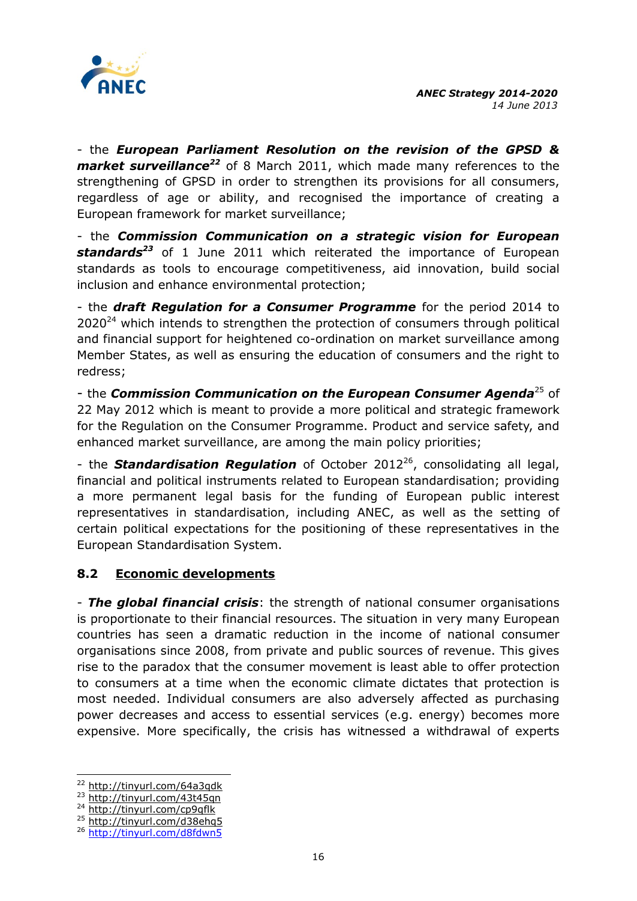- the ***European Parliament Resolution on the revision of the GPSD & market surveillance***[22] of 8 March 2011, which made many references to the strengthening of GPSD in order to strengthen its provisions for all consumers, regardless of age or ability, and recognised the importance of creating a European framework for market surveillance;

- the ***Commission Communication on a strategic vision for European standards***[23] of 1 June 2011 which reiterated the importance of European standards as tools to encourage competitiveness, aid innovation, build social inclusion and enhance environmental protection;

- the ***draft Regulation for a Consumer Programme*** for the period 2014 to 2020[24] which intends to strengthen the protection of consumers through political and financial support for heightened co-ordination on market surveillance among Member States, as well as ensuring the education of consumers and the right to redress;

- the ***Commission Communication on the European Consumer Agenda***[25] of 22 May 2012 which is meant to provide a more political and strategic framework for the Regulation on the Consumer Programme. Product and service safety, and enhanced market surveillance, are among the main policy priorities;

- the ***Standardisation Regulation*** of October 2012[26], consolidating all legal, financial and political instruments related to European standardisation; providing a more permanent legal basis for the funding of European public interest representatives in standardisation, including ANEC, as well as the setting of certain political expectations for the positioning of these representatives in the European Standardisation System.

### 8.2 Economic developments

- ***The global financial crisis***: the strength of national consumer organisations is proportionate to their financial resources. The situation in very many European countries has seen a dramatic reduction in the income of national consumer organisations since 2008, from private and public sources of revenue. This gives rise to the paradox that the consumer movement is least able to offer protection to consumers at a time when the economic climate dictates that protection is most needed. Individual consumers are also adversely affected as purchasing power decreases and access to essential services (e.g. energy) becomes more expensive. More specifically, the crisis has witnessed a withdrawal of experts

---

[22] http://tinyurl.com/64a3qdk
[23] http://tinyurl.com/43t45qn
[24] http://tinyurl.com/cp9qflk
[25] http://tinyurl.com/d38ehq5
[26] http://tinyurl.com/d8fdwn5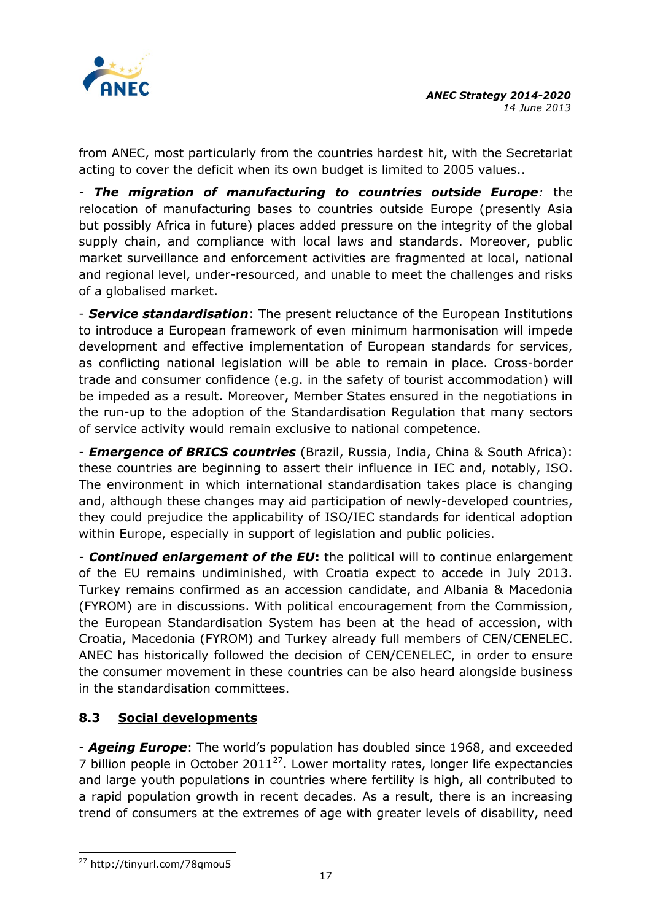from ANEC, most particularly from the countries hardest hit, with the Secretariat acting to cover the deficit when its own budget is limited to 2005 values..

- ***The migration of manufacturing to countries outside Europe****:* the relocation of manufacturing bases to countries outside Europe (presently Asia but possibly Africa in future) places added pressure on the integrity of the global supply chain, and compliance with local laws and standards. Moreover, public market surveillance and enforcement activities are fragmented at local, national and regional level, under-resourced, and unable to meet the challenges and risks of a globalised market.

- ***Service standardisation***: The present reluctance of the European Institutions to introduce a European framework of even minimum harmonisation will impede development and effective implementation of European standards for services, as conflicting national legislation will be able to remain in place. Cross-border trade and consumer confidence (e.g. in the safety of tourist accommodation) will be impeded as a result. Moreover, Member States ensured in the negotiations in the run-up to the adoption of the Standardisation Regulation that many sectors of service activity would remain exclusive to national competence.

- ***Emergence of BRICS countries*** (Brazil, Russia, India, China & South Africa): these countries are beginning to assert their influence in IEC and, notably, ISO. The environment in which international standardisation takes place is changing and, although these changes may aid participation of newly-developed countries, they could prejudice the applicability of ISO/IEC standards for identical adoption within Europe, especially in support of legislation and public policies.

- ***Continued enlargement of the EU*****:** the political will to continue enlargement of the EU remains undiminished, with Croatia expect to accede in July 2013. Turkey remains confirmed as an accession candidate, and Albania & Macedonia (FYROM) are in discussions. With political encouragement from the Commission, the European Standardisation System has been at the head of accession, with Croatia, Macedonia (FYROM) and Turkey already full members of CEN/CENELEC. ANEC has historically followed the decision of CEN/CENELEC, in order to ensure the consumer movement in these countries can be also heard alongside business in the standardisation committees.

### 8.3 Social developments

- ***Ageing Europe***: The world's population has doubled since 1968, and exceeded 7 billion people in October 2011[27]. Lower mortality rates, longer life expectancies and large youth populations in countries where fertility is high, all contributed to a rapid population growth in recent decades. As a result, there is an increasing trend of consumers at the extremes of age with greater levels of disability, need

[27] http://tinyurl.com/78qmou5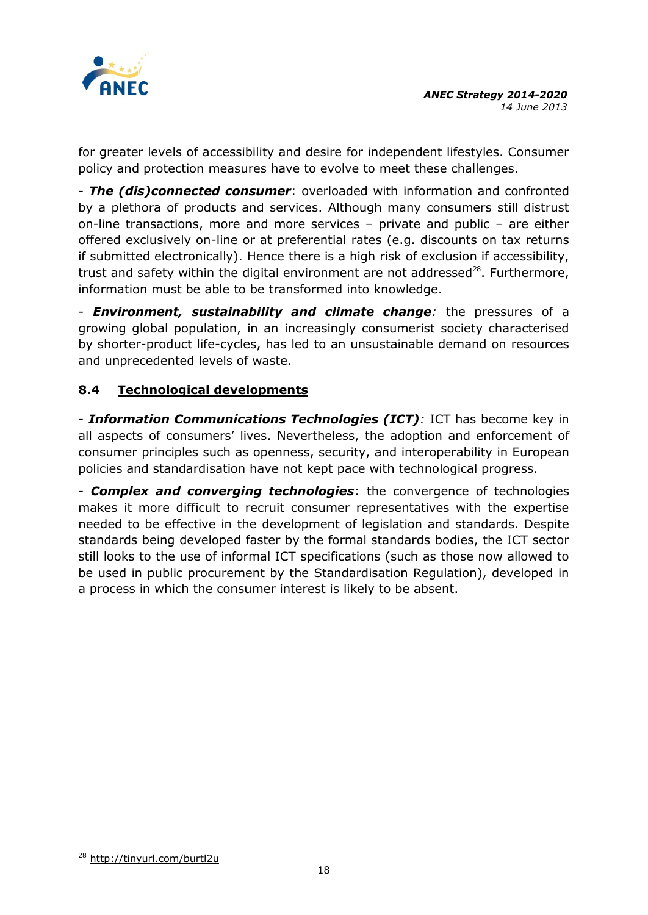for greater levels of accessibility and desire for independent lifestyles. Consumer policy and protection measures have to evolve to meet these challenges.

- ***The (dis)connected consumer***: overloaded with information and confronted by a plethora of products and services. Although many consumers still distrust on-line transactions, more and more services – private and public – are either offered exclusively on-line or at preferential rates (e.g. discounts on tax returns if submitted electronically). Hence there is a high risk of exclusion if accessibility, trust and safety within the digital environment are not addressed[28]. Furthermore, information must be able to be transformed into knowledge.

- ***Environment, sustainability and climate change****:* the pressures of a growing global population, in an increasingly consumerist society characterised by shorter-product life-cycles, has led to an unsustainable demand on resources and unprecedented levels of waste.

### 8.4 Technological developments

- ***Information Communications Technologies (ICT)****:* ICT has become key in all aspects of consumers' lives. Nevertheless, the adoption and enforcement of consumer principles such as openness, security, and interoperability in European policies and standardisation have not kept pace with technological progress.

- ***Complex and converging technologies***: the convergence of technologies makes it more difficult to recruit consumer representatives with the expertise needed to be effective in the development of legislation and standards. Despite standards being developed faster by the formal standards bodies, the ICT sector still looks to the use of informal ICT specifications (such as those now allowed to be used in public procurement by the Standardisation Regulation), developed in a process in which the consumer interest is likely to be absent.

---

[28] http://tinyurl.com/burtl2u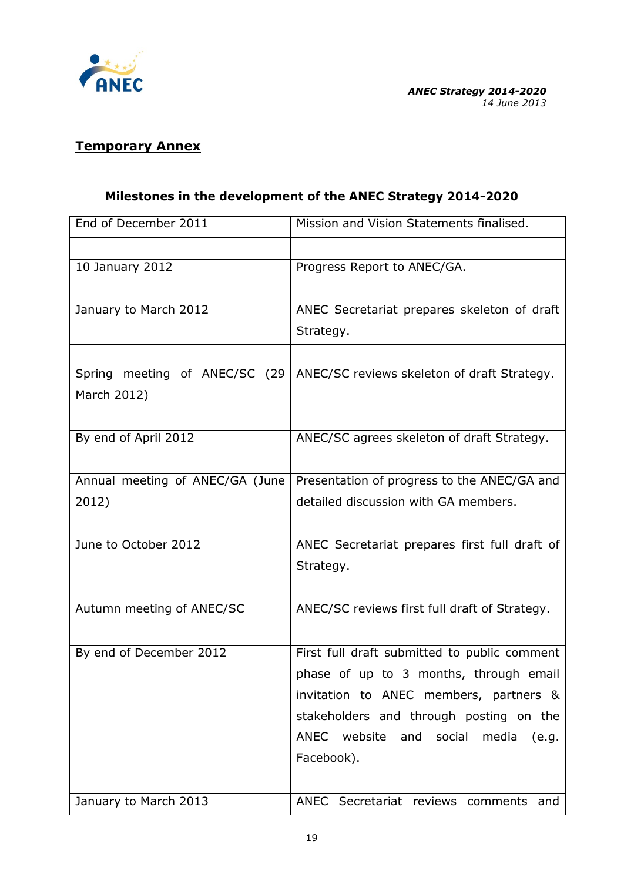## Temporary Annex

### Milestones in the development of the ANEC Strategy 2014-2020

| | |
|---|---|
| End of December 2011 | Mission and Vision Statements finalised. |
| | |
| 10 January 2012 | Progress Report to ANEC/GA. |
| | |
| January to March 2012 | ANEC Secretariat prepares skeleton of draft Strategy. |
| | |
| Spring meeting of ANEC/SC (29 March 2012) | ANEC/SC reviews skeleton of draft Strategy. |
| | |
| By end of April 2012 | ANEC/SC agrees skeleton of draft Strategy. |
| | |
| Annual meeting of ANEC/GA (June 2012) | Presentation of progress to the ANEC/GA and detailed discussion with GA members. |
| | |
| June to October 2012 | ANEC Secretariat prepares first full draft of Strategy. |
| | |
| Autumn meeting of ANEC/SC | ANEC/SC reviews first full draft of Strategy. |
| | |
| By end of December 2012 | First full draft submitted to public comment phase of up to 3 months, through email invitation to ANEC members, partners & stakeholders and through posting on the ANEC website and social media (e.g. Facebook). |
| | |
| January to March 2013 | ANEC Secretariat reviews comments and |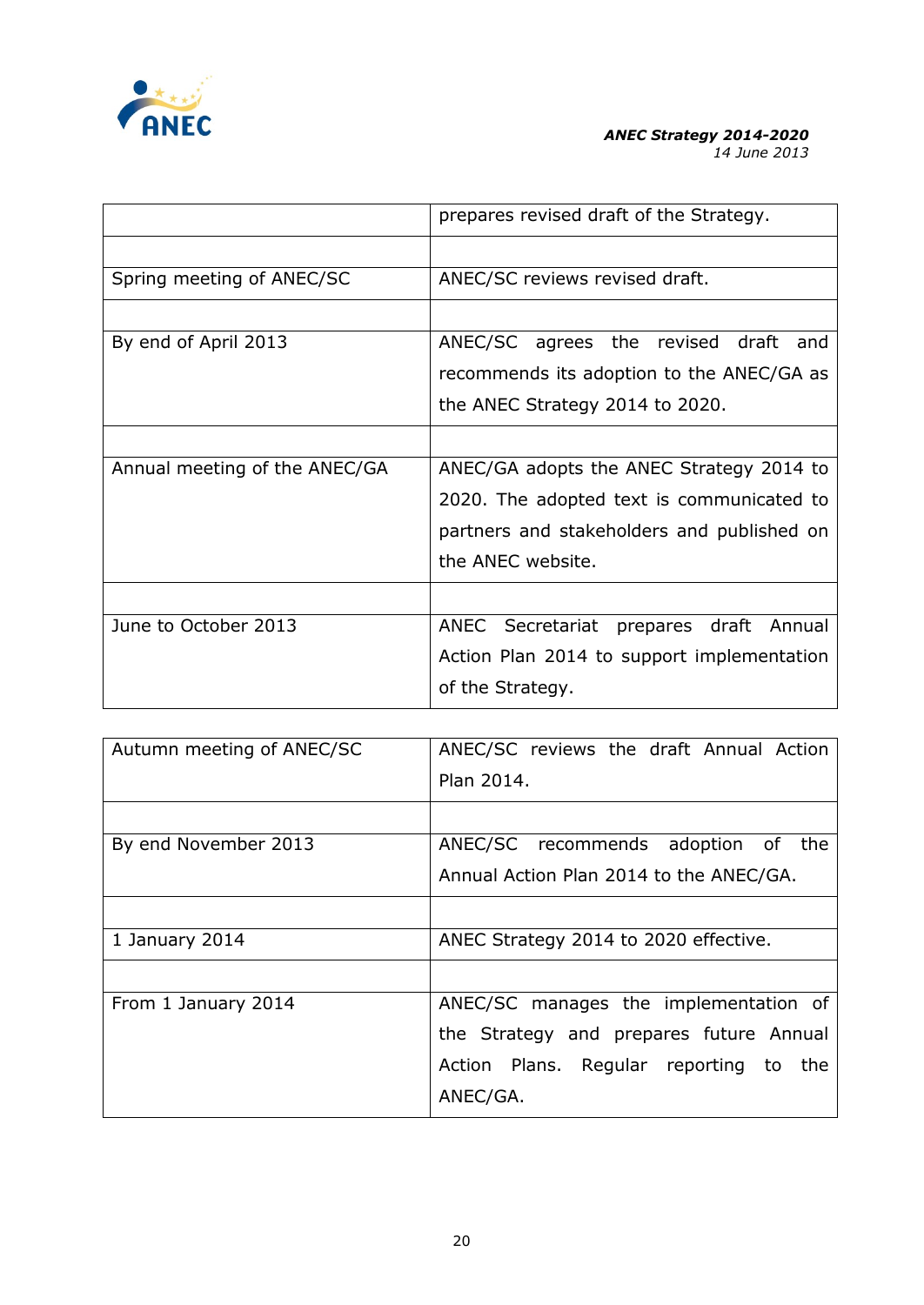| | |
|---|---|
| | prepares revised draft of the Strategy. |
| | |
| Spring meeting of ANEC/SC | ANEC/SC reviews revised draft. |
| | |
| By end of April 2013 | ANEC/SC agrees the revised draft and recommends its adoption to the ANEC/GA as the ANEC Strategy 2014 to 2020. |
| | |
| Annual meeting of the ANEC/GA | ANEC/GA adopts the ANEC Strategy 2014 to 2020. The adopted text is communicated to partners and stakeholders and published on the ANEC website. |
| | |
| June to October 2013 | ANEC Secretariat prepares draft Annual Action Plan 2014 to support implementation of the Strategy. |
| Autumn meeting of ANEC/SC | ANEC/SC reviews the draft Annual Action Plan 2014. |
| | |
| By end November 2013 | ANEC/SC recommends adoption of the Annual Action Plan 2014 to the ANEC/GA. |
| | |
| 1 January 2014 | ANEC Strategy 2014 to 2020 effective. |
| | |
| From 1 January 2014 | ANEC/SC manages the implementation of the Strategy and prepares future Annual Action Plans. Regular reporting to the ANEC/GA. |